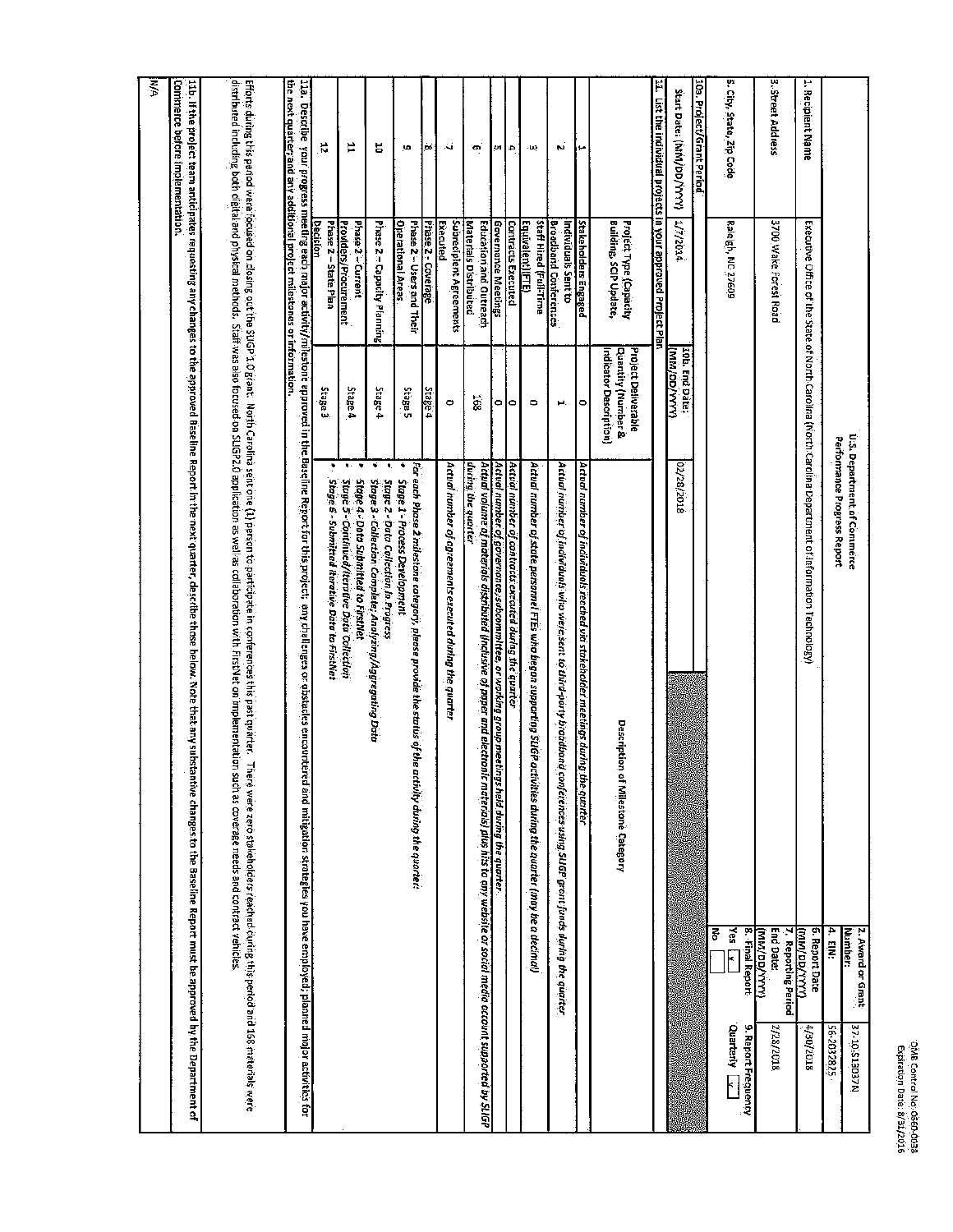OMB Control No. 0660-0038
Expiration Date: 8/31/2016

# U.S. Department of Commerce
## Performance Progress Report

| | | | |
|---|---|---|---|
| 1. Recipient Name | Executive Office of the State of North Carolina (North Carolina Department of Information Technology) | 2. Award or Grant Number: | 37-10-S13037N |
| | | 4. EIN: | 56-2032825 |
| 3. Street Address | 3700 Wake Forest Road | 6. Report Date (MM/DD/YYYY) | 4/30/2018 |
| | | 7. Reporting Period End Date: (MM/DD/YYYY) | 2/28/2018 |
| 5. City, State, Zip Code | Raleigh, NC 27609 | 8. Final Report Yes [x] No [ ] | 9. Report Frequency Quarterly [x] |
| 10a. Project/Grant Period Start Date: (MM/DD/YYYY) | 1/7/2014 | 10b. End Date: (MM/DD/YYYY) | 02/28/2018 |

**11. List the individual projects in your approved Project Plan**

| | Project Type (Capacity Building, SCIP Update, Outreach, Training etc.) | Project Deliverable Quantity (Number & Indicator Description) | Description of Milestone Category |
|---|---|---|---|
| 1 | Stakeholders Engaged | 0 | *Actual number of individuals reached via stakeholder meetings during the quarter* |
| 2 | Individuals Sent to Broadband Conferences | 1 | *Actual number of individuals who were sent to third-party broadband conferences using SLIGP grant funds during the quarter* |
| 3 | Staff Hired (Full-Time Equivalent)(FTE) | 0 | *Actual number of state personnel FTEs who began supporting SLIGP activities during the quarter (may be a decimal)* |
| 4 | Contracts Executed | 0 | *Actual number of contracts executed during the quarter* |
| 5 | Governance Meetings | 0 | *Actual number of governance, subcommittee, or working group meetings held during the quarter* |
| 6 | Education and Outreach Materials Distributed | 168 | *Actual volume of materials distributed (inclusive of paper and electronic materials) plus hits to any website or social media account supported by SLIGP during the quarter* |
| 7 | Subrecipient Agreements Executed | 0 | *Actual number of agreements executed during the quarter* |
| 8 | Phase 2 – Coverage | Stage 4 | *For each Phase 2 milestone category, please provide the status of the activity during the quarter:*<br>• *Stage 1 - Process Development*<br>• *Stage 2 - Data Collection in Progress*<br>• *Stage 3 - Collection Complete; Analyzing/Aggregating Data*<br>• *Stage 4 - Data Submitted to FirstNet*<br>• *Stage 5 - Continued/Iterative Data Collection*<br>• *Stage 6 - Submitted Iterative Data to FirstNet* |
| 9 | Phase 2 – Users and Their Operational Areas | Stage 5 | |
| 10 | Phase 2 – Capacity Planning | Stage 4 | |
| 11 | Phase 2 – Current Providers/Procurement | Stage 4 | |
| 12 | Phase 2 – State Plan Decision | Stage 3 | |

**11a. Describe your progress meeting each major activity/milestone approved in the Baseline Report for this project; any challenges or obstacles encountered and mitigation strategies you have employed; planned major activities for the next quarter; and any additional project milestones or information.**

Efforts during this period were focused on closing out the SLIGP 1.0 grant. North Carolina sent one (1) person to participate in conferences this past quarter. There were zero stakeholders reached during this period and 168 materials were distributed including both digital and physical methods. Staff was also focused on SLIGP2.0 application as well as collaboration with FirstNet on implementation such as coverage needs and contract vehicles.

**11b. If the project team anticipates requesting any changes to the approved Baseline Report in the next quarter, describe those below. Note that any substantive changes to the Baseline Report must be approved by the Department of Commerce before implementation.**

N/A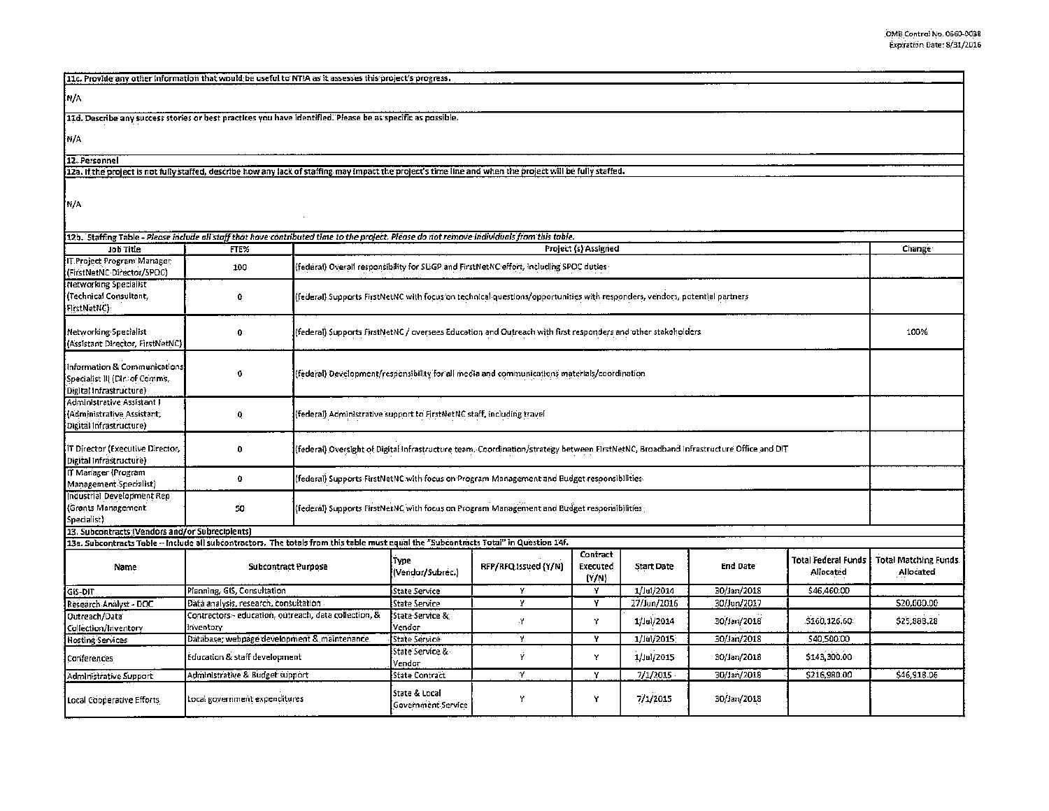11c. Provide any other information that would be useful to NTIA as it assesses this project's progress.

N/A

11d. Describe any success stories or best practices you have identified. Please be as specific as possible.

N/A

12. Personnel

12a. If the project is not fully staffed, describe how any lack of staffing may impact the project's time line and when the project will be fully staffed.

N/A

12b. Staffing Table - *Please include all staff that have contributed time to the project. Please do not remove individuals from this table.*

| Job Title | FTE% | Project (s) Assigned | Change |
|---|---|---|---|
| IT Project Program Manager (FirstNetNC Director/SPOC) | 100 | (federal) Overall responsibility for SLIGP and FirstNetNC effort, including SPOC duties | |
| Networking Specialist (Technical Consultant, FirstNetNC) | 0 | (federal) Supports FirstNetNC with focus on technical questions/opportunities with responders, vendors, potential partners | |
| Networking Specialist (Assistant Director, FirstNetNC) | 0 | (federal) Supports FirstNetNC / oversees Education and Outreach with first responders and other stakeholders | 100% |
| Information & Communications Specialist III (Dir. of Comms, Digital Infrastructure) | 0 | (federal) Development/responsibility for all media and communications materials/coordination | |
| Administrative Assistant I (Administrative Assistant, Digital Infrastructure) | 0 | (federal) Administrative support to FirstNetNC staff, including travel | |
| IT Director (Executive Director, Digital Infrastructure) | 0 | (federal) Oversight of Digital Infrastructure team. Coordination/strategy between FirstNetNC, Broadband Infrastructure Office and DIT | |
| IT Manager (Program Management Specialist) | 0 | (federal) Supports FirstNetNC with focus on Program Management and Budget responsibilities | |
| Industrial Development Rep (Grants Management Specialist) | 50 | (federal) Supports FirstNetNC with focus on Program Management and Budget responsibilities | |

13. Subcontracts (Vendors and/or Subrecipients)

13a. Subcontracts Table -- Include all subcontractors. The totals from this table must equal the "Subcontracts Total" in Question 14f.

| Name | Subcontract Purpose | Type (Vendor/Subrec.) | RFP/RFQ Issued (Y/N) | Contract Executed (Y/N) | Start Date | End Date | Total Federal Funds Allocated | Total Matching Funds Allocated |
|---|---|---|---|---|---|---|---|---|
| GIS-DIT | Planning, GIS, Consultation | State Service | Y | Y | 1/Jul/2014 | 30/Jan/2018 | $46,460.00 | |
| Research Analyst - DOC | Data analysis, research, consultation | State Service | Y | Y | 27/Jun/2016 | 30/Jun/2017 | | $20,000.00 |
| Outreach/Data Collection/Inventory | Contractors - education, outreach, data collection, & inventory | State Service & Vendor | Y | Y | 1/Jul/2014 | 30/Jan/2018 | $160,126.60 | $25,888.28 |
| Hosting Services | Database; webpage development & maintenance | State Service | Y | Y | 1/Jul/2015 | 30/Jan/2018 | $40,500.00 | |
| Conferences | Education & staff development | State Service & Vendor | Y | Y | 1/Jul/2015 | 30/Jan/2018 | $143,300.00 | |
| Administrative Support | Administrative & Budget support | State Contract | Y | Y | 7/1/2015 | 30/Jan/2018 | $216,980.00 | $46,918.06 |
| Local Cooperative Efforts | Local government expenditures | State & Local Government Service | Y | Y | 7/1/2015 | 30/Jan/2018 | | |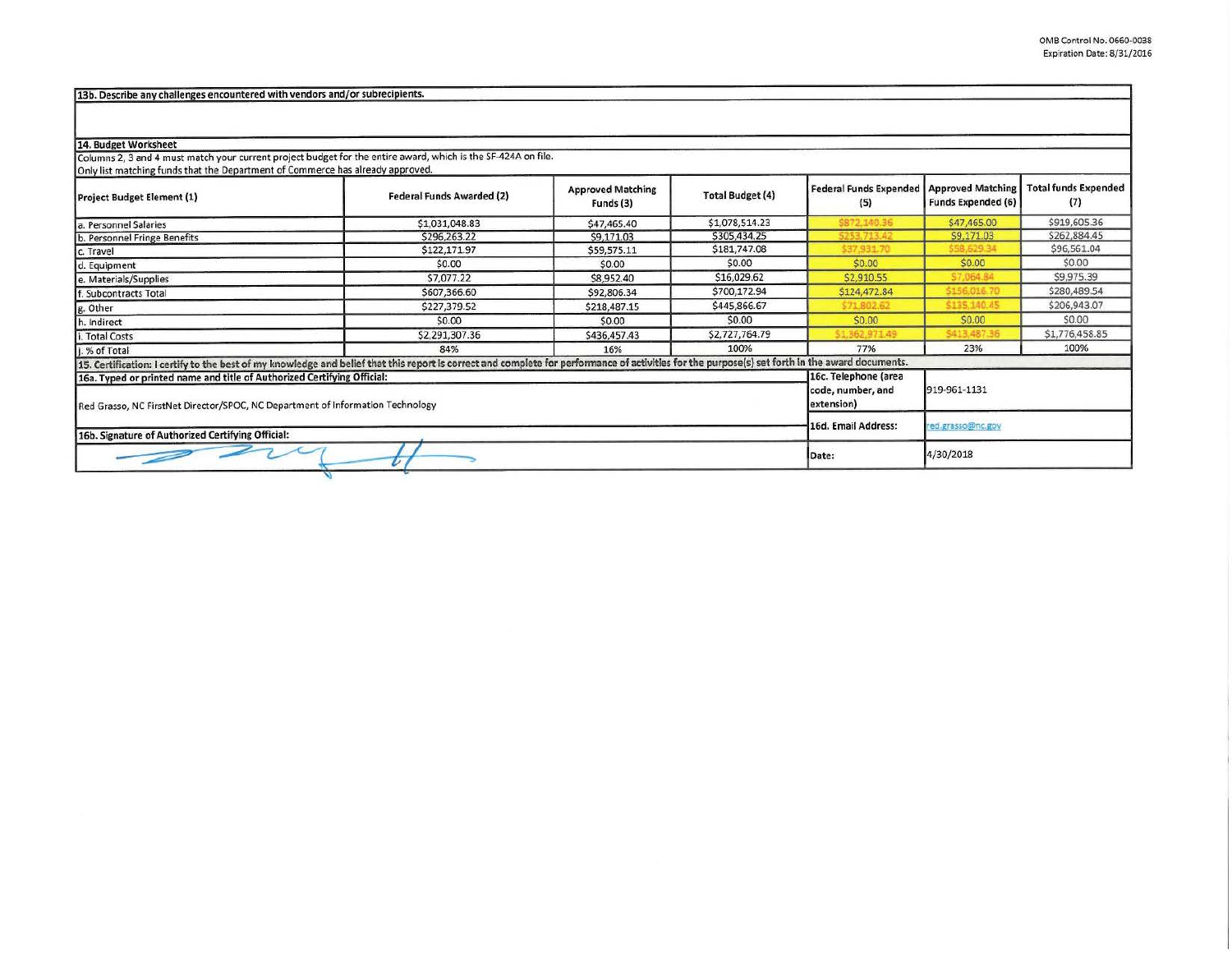**13b. Describe any challenges encountered with vendors and/or subrecipients.**

**14. Budget Worksheet**

Columns 2, 3 and 4 must match your current project budget for the entire award, which is the SF-424A on file.
Only list matching funds that the Department of Commerce has already approved.

| Project Budget Element (1) | Federal Funds Awarded (2) | Approved Matching Funds (3) | Total Budget (4) | Federal Funds Expended (5) | Approved Matching Funds Expended (6) | Total funds Expended (7) |
|---|---|---|---|---|---|---|
| a. Personnel Salaries | $1,031,048.83 | $47,465.40 | $1,078,514.23 | $872,140.36 | $47,465.00 | $919,605.36 |
| b. Personnel Fringe Benefits | $296,263.22 | $9,171.03 | $305,434.25 | $253,713.42 | $9,171.03 | $262,884.45 |
| c. Travel | $122,171.97 | $59,575.11 | $181,747.08 | $37,931.70 | $58,629.34 | $96,561.04 |
| d. Equipment | $0.00 | $0.00 | $0.00 | $0.00 | $0.00 | $0.00 |
| e. Materials/Supplies | $7,077.22 | $8,952.40 | $16,029.62 | $2,910.55 | $7,064.84 | $9,975.39 |
| f. Subcontracts Total | $607,366.60 | $92,806.34 | $700,172.94 | $124,472.84 | $156,016.70 | $280,489.54 |
| g. Other | $227,379.52 | $218,487.15 | $445,866.67 | $71,802.62 | $135,140.45 | $206,943.07 |
| h. Indirect | $0.00 | $0.00 | $0.00 | $0.00 | $0.00 | $0.00 |
| i. Total Costs | $2,291,307.36 | $436,457.43 | $2,727,764.79 | $1,362,971.49 | $413,487.36 | $1,776,458.85 |
| j. % of Total | 84% | 16% | 100% | 77% | 23% | 100% |

**15. Certification: I certify to the best of my knowledge and belief that this report is correct and complete for performance of activities for the purpose(s) set forth in the award documents.**

**16a. Typed or printed name and title of Authorized Certifying Official:**

Red Grasso, NC FirstNet Director/SPOC, NC Department of Information Technology

**16b. Signature of Authorized Certifying Official:**

**16c. Telephone (area code, number, and extension)** 919-961-1131

**16d. Email Address:** red.grasso@nc.gov

**Date:** 4/30/2018